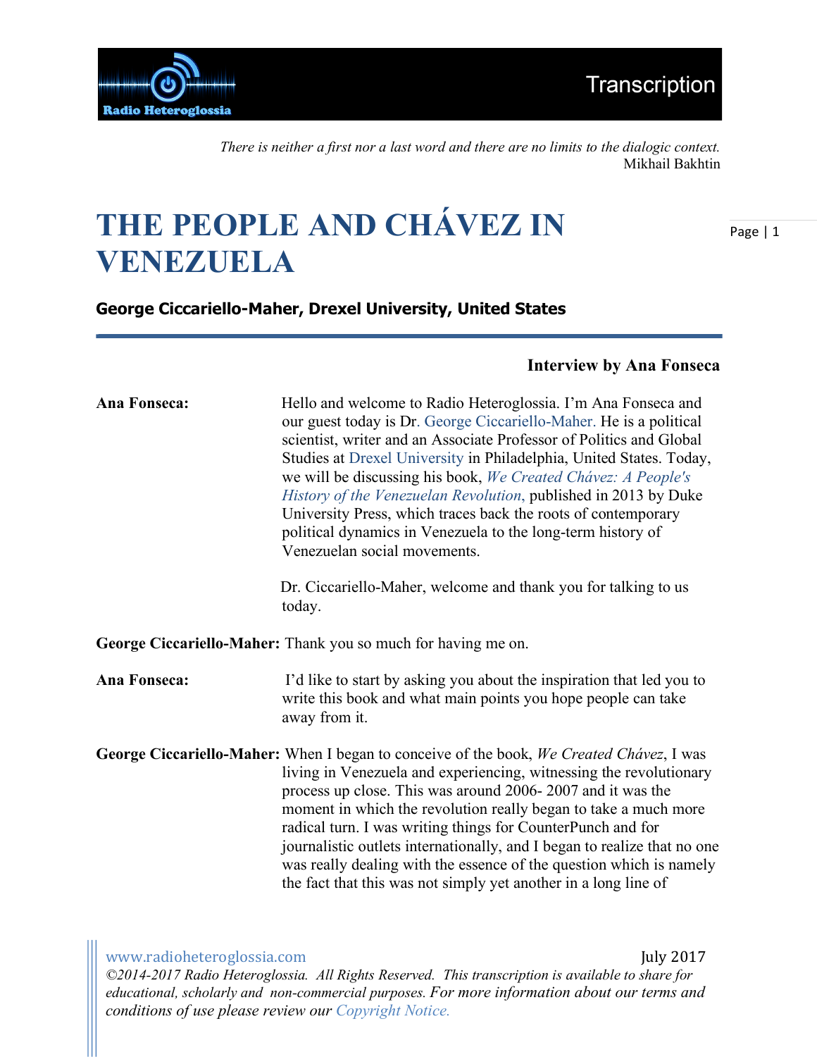*There is neither a first nor a last word and there are no limits to the dialogic context.*
Mikhail Bakhtin

# THE PEOPLE AND CHÁVEZ IN VENEZUELA

**George Ciccariello-Maher, Drexel University, United States**

**Interview by Ana Fonseca**

**Ana Fonseca:** Hello and welcome to Radio Heteroglossia. I'm Ana Fonseca and our guest today is Dr. George Ciccariello-Maher. He is a political scientist, writer and an Associate Professor of Politics and Global Studies at Drexel University in Philadelphia, United States. Today, we will be discussing his book, *We Created Chávez: A People's History of the Venezuelan Revolution*, published in 2013 by Duke University Press, which traces back the roots of contemporary political dynamics in Venezuela to the long-term history of Venezuelan social movements.

Dr. Ciccariello-Maher, welcome and thank you for talking to us today.

**George Ciccariello-Maher:** Thank you so much for having me on.

**Ana Fonseca:** I'd like to start by asking you about the inspiration that led you to write this book and what main points you hope people can take away from it.

**George Ciccariello-Maher:** When I began to conceive of the book, *We Created Chávez*, I was living in Venezuela and experiencing, witnessing the revolutionary process up close. This was around 2006- 2007 and it was the moment in which the revolution really began to take a much more radical turn. I was writing things for CounterPunch and for journalistic outlets internationally, and I began to realize that no one was really dealing with the essence of the question which is namely the fact that this was not simply yet another in a long line of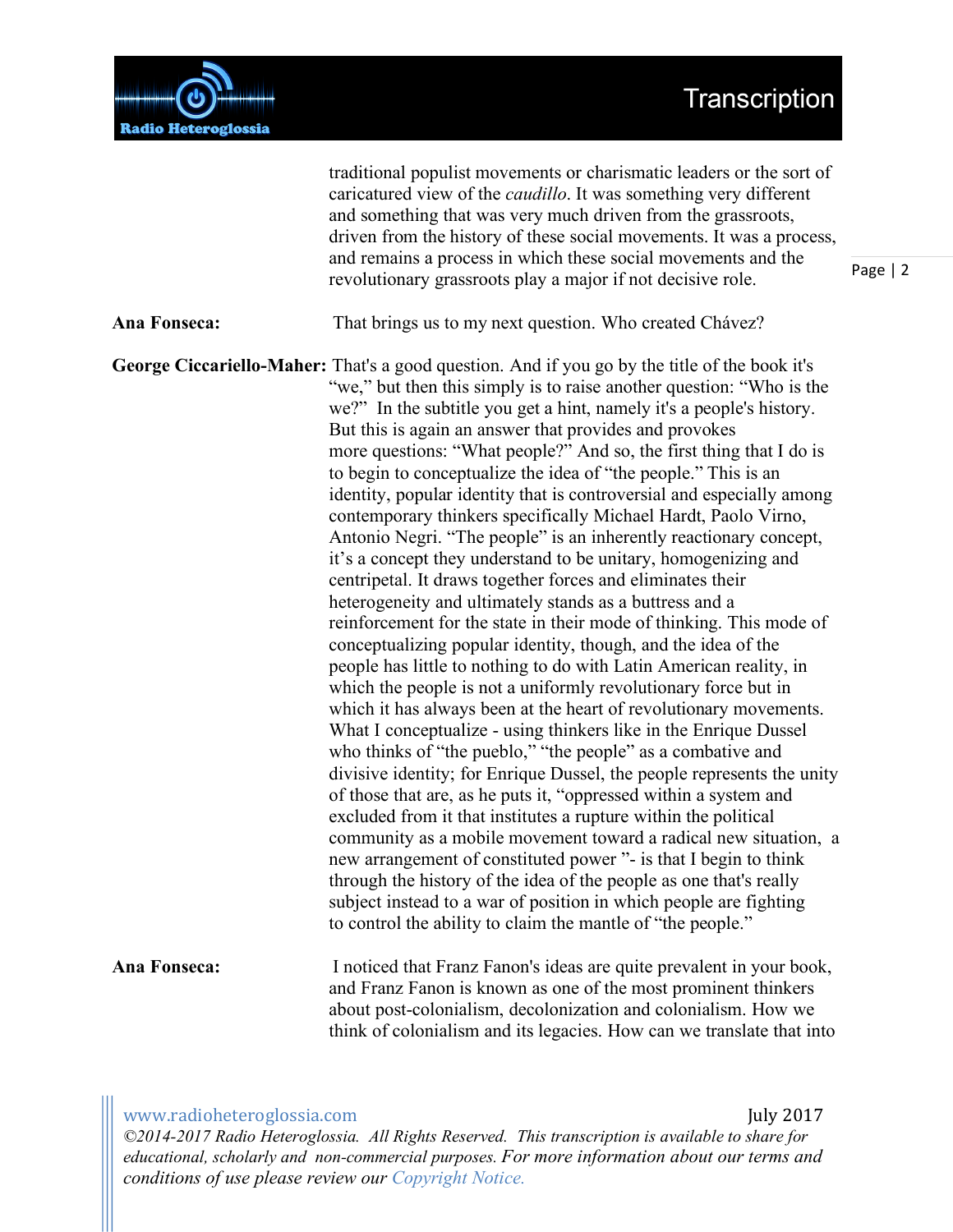traditional populist movements or charismatic leaders or the sort of caricatured view of the *caudillo*. It was something very different and something that was very much driven from the grassroots, driven from the history of these social movements. It was a process, and remains a process in which these social movements and the revolutionary grassroots play a major if not decisive role.

**Ana Fonseca:** That brings us to my next question. Who created Chávez?

**George Ciccariello-Maher:** That's a good question. And if you go by the title of the book it's "we," but then this simply is to raise another question: "Who is the we?" In the subtitle you get a hint, namely it's a people's history. But this is again an answer that provides and provokes more questions: "What people?" And so, the first thing that I do is to begin to conceptualize the idea of "the people." This is an identity, popular identity that is controversial and especially among contemporary thinkers specifically Michael Hardt, Paolo Virno, Antonio Negri. "The people" is an inherently reactionary concept, it's a concept they understand to be unitary, homogenizing and centripetal. It draws together forces and eliminates their heterogeneity and ultimately stands as a buttress and a reinforcement for the state in their mode of thinking. This mode of conceptualizing popular identity, though, and the idea of the people has little to nothing to do with Latin American reality, in which the people is not a uniformly revolutionary force but in which it has always been at the heart of revolutionary movements. What I conceptualize - using thinkers like in the Enrique Dussel who thinks of "the pueblo," "the people" as a combative and divisive identity; for Enrique Dussel, the people represents the unity of those that are, as he puts it, "oppressed within a system and excluded from it that institutes a rupture within the political community as a mobile movement toward a radical new situation, a new arrangement of constituted power "- is that I begin to think through the history of the idea of the people as one that's really subject instead to a war of position in which people are fighting to control the ability to claim the mantle of "the people."

**Ana Fonseca:** I noticed that Franz Fanon's ideas are quite prevalent in your book, and Franz Fanon is known as one of the most prominent thinkers about post-colonialism, decolonization and colonialism. How we think of colonialism and its legacies. How can we translate that into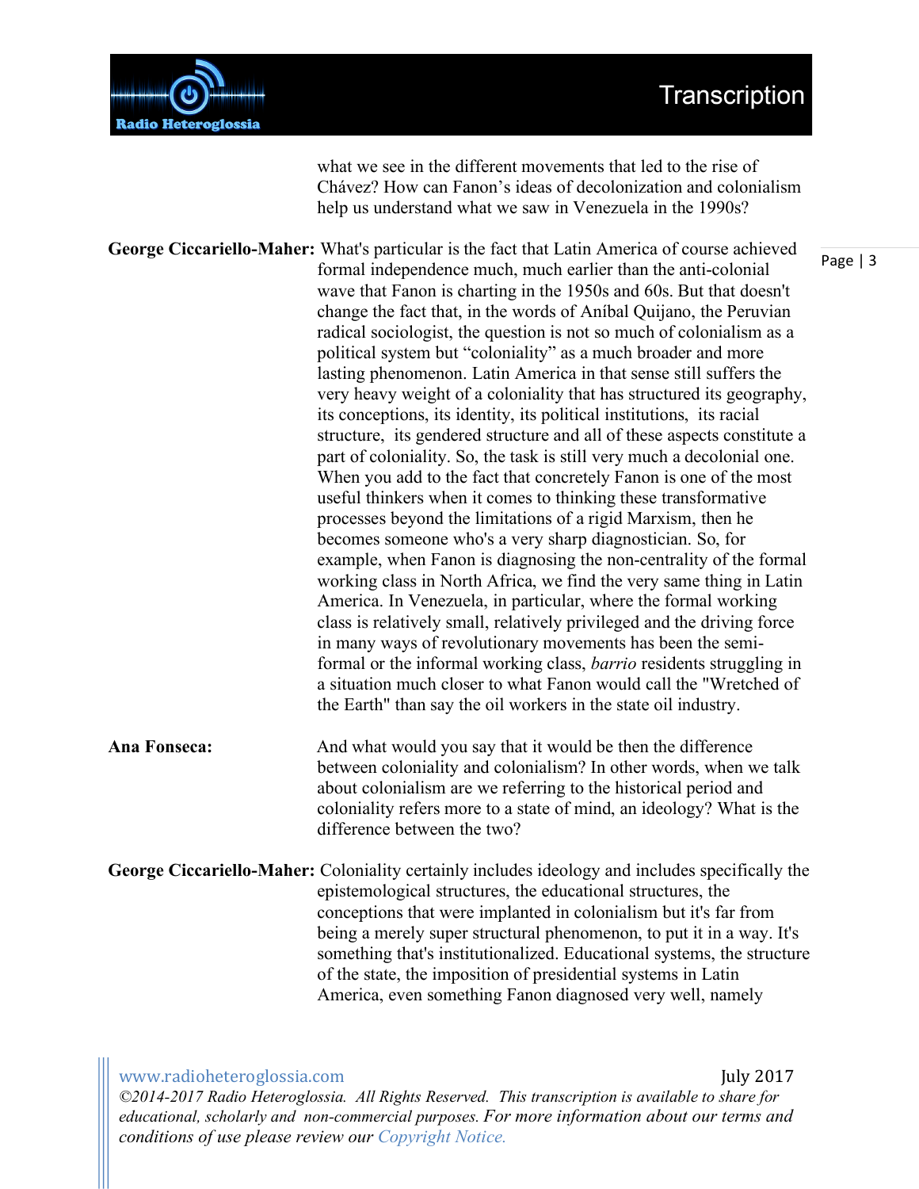what we see in the different movements that led to the rise of Chávez? How can Fanon's ideas of decolonization and colonialism help us understand what we saw in Venezuela in the 1990s?

**George Ciccariello-Maher:** What's particular is the fact that Latin America of course achieved formal independence much, much earlier than the anti-colonial wave that Fanon is charting in the 1950s and 60s. But that doesn't change the fact that, in the words of Aníbal Quijano, the Peruvian radical sociologist, the question is not so much of colonialism as a political system but "coloniality" as a much broader and more lasting phenomenon. Latin America in that sense still suffers the very heavy weight of a coloniality that has structured its geography, its conceptions, its identity, its political institutions, its racial structure, its gendered structure and all of these aspects constitute a part of coloniality. So, the task is still very much a decolonial one. When you add to the fact that concretely Fanon is one of the most useful thinkers when it comes to thinking these transformative processes beyond the limitations of a rigid Marxism, then he becomes someone who's a very sharp diagnostician. So, for example, when Fanon is diagnosing the non-centrality of the formal working class in North Africa, we find the very same thing in Latin America. In Venezuela, in particular, where the formal working class is relatively small, relatively privileged and the driving force in many ways of revolutionary movements has been the semi-formal or the informal working class, *barrio* residents struggling in a situation much closer to what Fanon would call the "Wretched of the Earth" than say the oil workers in the state oil industry.

**Ana Fonseca:** And what would you say that it would be then the difference between coloniality and colonialism? In other words, when we talk about colonialism are we referring to the historical period and coloniality refers more to a state of mind, an ideology? What is the difference between the two?

**George Ciccariello-Maher:** Coloniality certainly includes ideology and includes specifically the epistemological structures, the educational structures, the conceptions that were implanted in colonialism but it's far from being a merely super structural phenomenon, to put it in a way. It's something that's institutionalized. Educational systems, the structure of the state, the imposition of presidential systems in Latin America, even something Fanon diagnosed very well, namely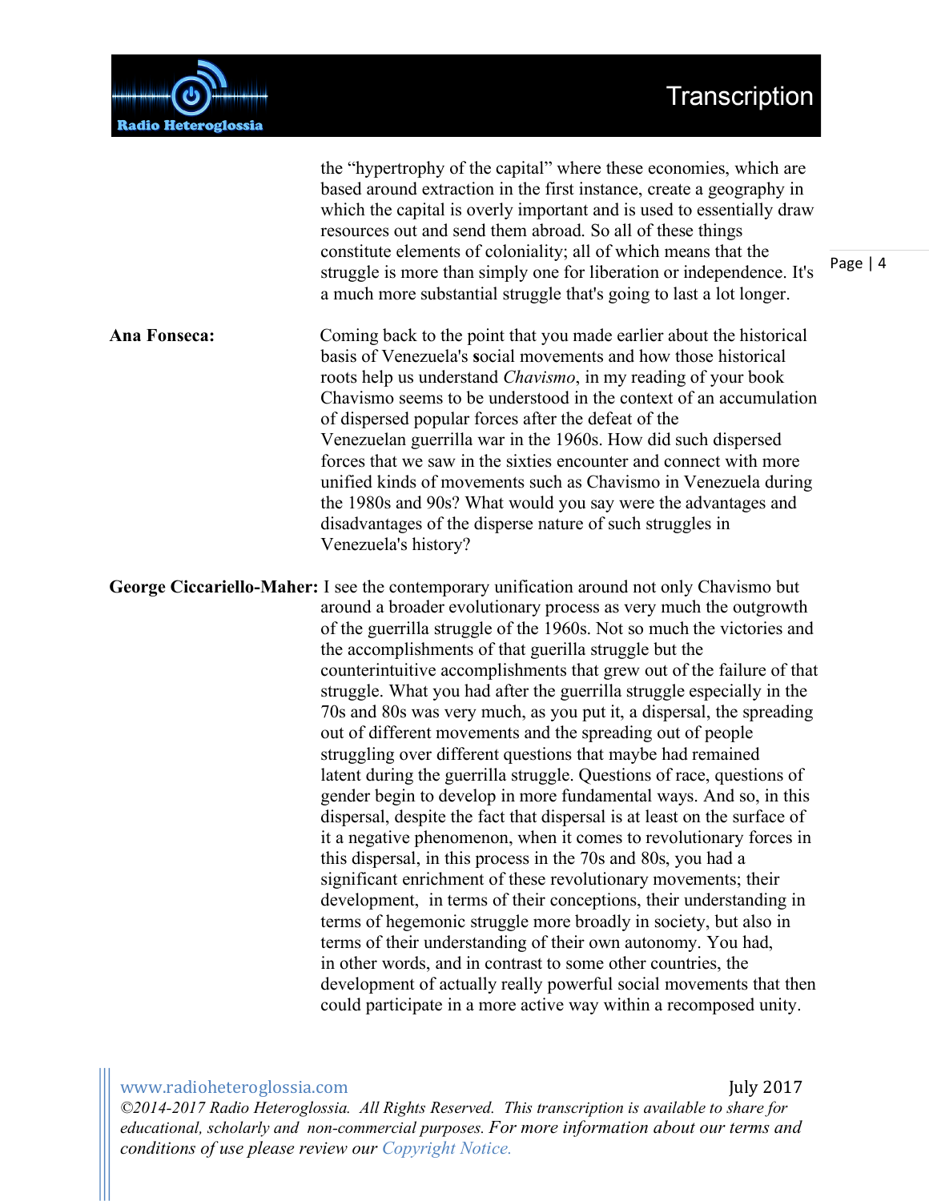the "hypertrophy of the capital" where these economies, which are based around extraction in the first instance, create a geography in which the capital is overly important and is used to essentially draw resources out and send them abroad. So all of these things constitute elements of coloniality; all of which means that the struggle is more than simply one for liberation or independence. It's a much more substantial struggle that's going to last a lot longer.

**Ana Fonseca:** Coming back to the point that you made earlier about the historical basis of Venezuela's social movements and how those historical roots help us understand *Chavismo*, in my reading of your book Chavismo seems to be understood in the context of an accumulation of dispersed popular forces after the defeat of the Venezuelan guerrilla war in the 1960s. How did such dispersed forces that we saw in the sixties encounter and connect with more unified kinds of movements such as Chavismo in Venezuela during the 1980s and 90s? What would you say were the advantages and disadvantages of the disperse nature of such struggles in Venezuela's history?

**George Ciccariello-Maher:** I see the contemporary unification around not only Chavismo but around a broader evolutionary process as very much the outgrowth of the guerrilla struggle of the 1960s. Not so much the victories and the accomplishments of that gurilla struggle but the counterintuitive accomplishments that grew out of the failure of that struggle. What you had after the guerrilla struggle especially in the 70s and 80s was very much, as you put it, a dispersal, the spreading out of different movements and the spreading out of people struggling over different questions that maybe had remained latent during the guerrilla struggle. Questions of race, questions of gender begin to develop in more fundamental ways. And so, in this dispersal, despite the fact that dispersal is at least on the surface of it a negative phenomenon, when it comes to revolutionary forces in this dispersal, in this process in the 70s and 80s, you had a significant enrichment of these revolutionary movements; their development, in terms of their conceptions, their understanding in terms of hegemonic struggle more broadly in society, but also in terms of their understanding of their own autonomy. You had, in other words, and in contrast to some other countries, the development of actually really powerful social movements that then could participate in a more active way within a recomposed unity.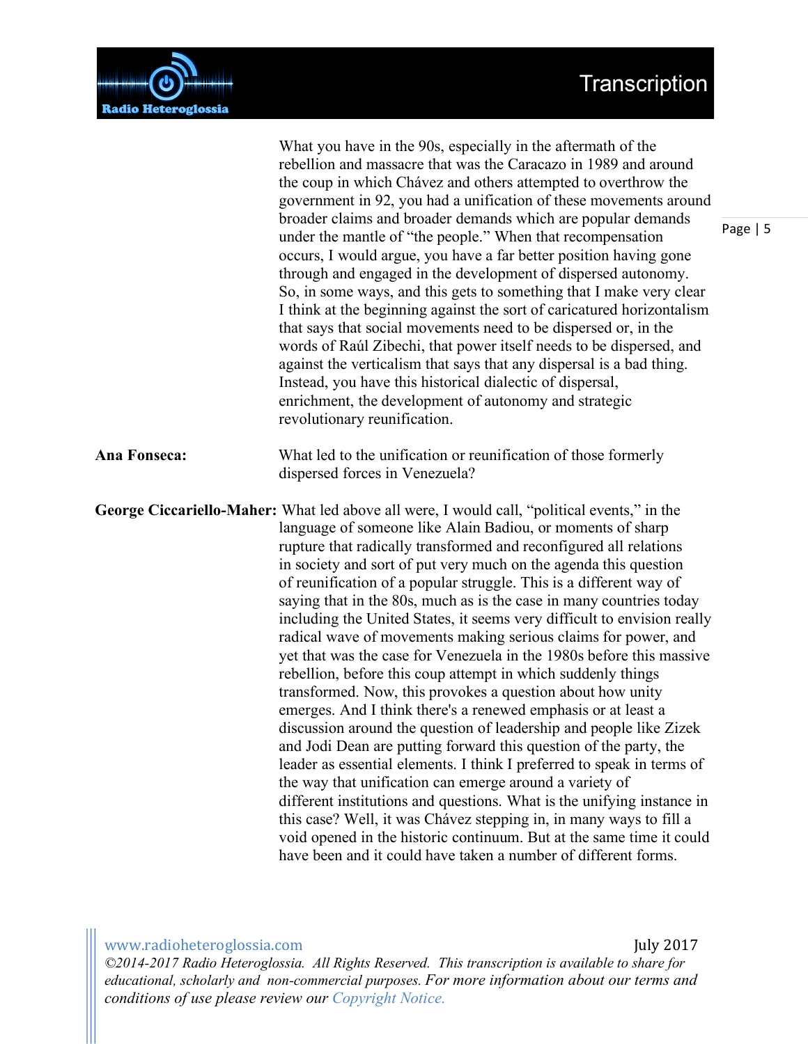What you have in the 90s, especially in the aftermath of the rebellion and massacre that was the Caracazo in 1989 and around the coup in which Chávez and others attempted to overthrow the government in 92, you had a unification of these movements around broader claims and broader demands which are popular demands under the mantle of "the people." When that recompensation occurs, I would argue, you have a far better position having gone through and engaged in the development of dispersed autonomy. So, in some ways, and this gets to something that I make very clear I think at the beginning against the sort of caricatured horizontalism that says that social movements need to be dispersed or, in the words of Raúl Zibechi, that power itself needs to be dispersed, and against the verticalism that says that any dispersal is a bad thing. Instead, you have this historical dialectic of dispersal, enrichment, the development of autonomy and strategic revolutionary reunification.

**Ana Fonseca:** What led to the unification or reunification of those formerly dispersed forces in Venezuela?

**George Ciccariello-Maher:** What led above all were, I would call, "political events," in the language of someone like Alain Badiou, or moments of sharp rupture that radically transformed and reconfigured all relations in society and sort of put very much on the agenda this question of reunification of a popular struggle. This is a different way of saying that in the 80s, much as is the case in many countries today including the United States, it seems very difficult to envision really radical wave of movements making serious claims for power, and yet that was the case for Venezuela in the 1980s before this massive rebellion, before this coup attempt in which suddenly things transformed. Now, this provokes a question about how unity emerges. And I think there's a renewed emphasis or at least a discussion around the question of leadership and people like Zizek and Jodi Dean are putting forward this question of the party, the leader as essential elements. I think I preferred to speak in terms of the way that unification can emerge around a variety of different institutions and questions. What is the unifying instance in this case? Well, it was Chávez stepping in, in many ways to fill a void opened in the historic continuum. But at the same time it could have been and it could have taken a number of different forms.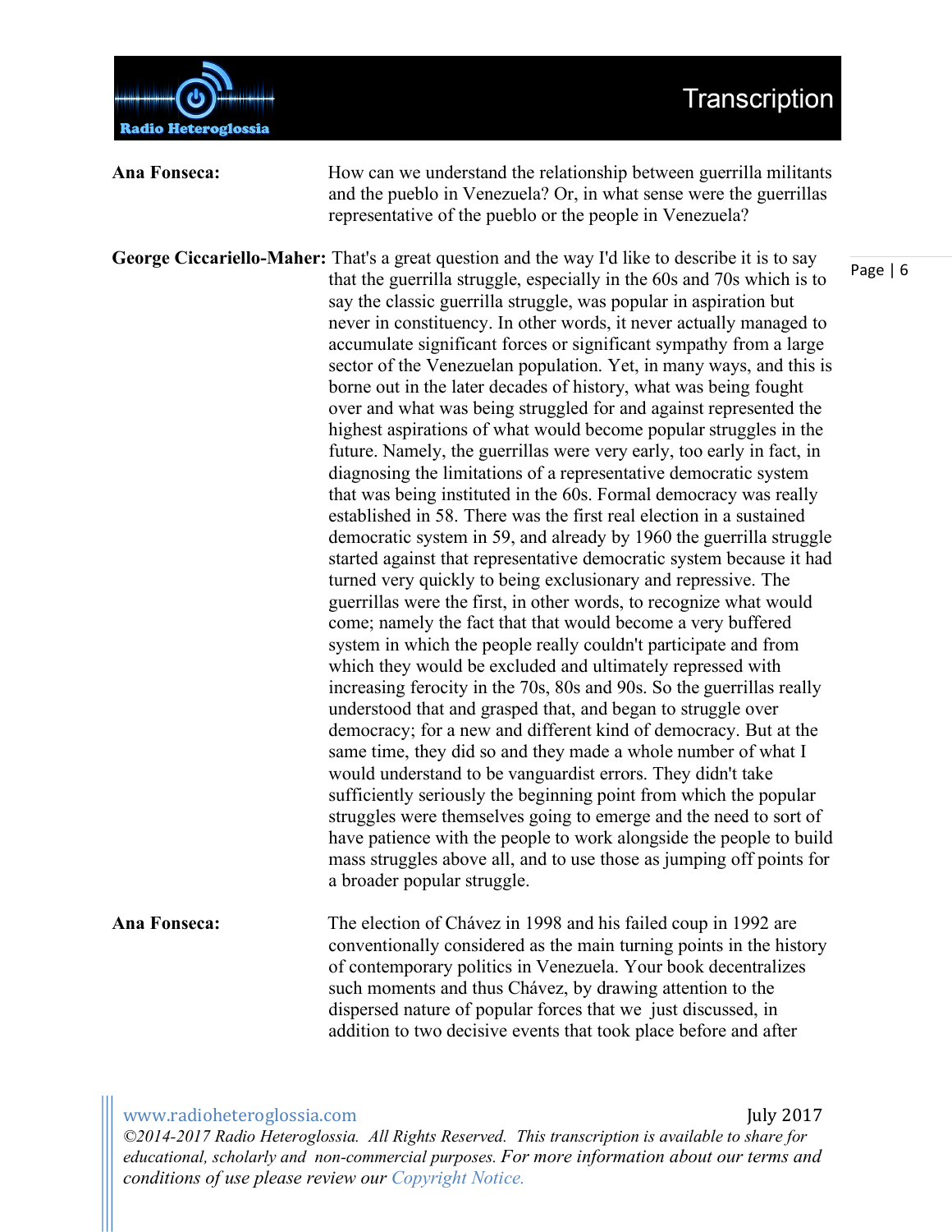**Ana Fonseca:** How can we understand the relationship between guerrilla militants and the pueblo in Venezuela? Or, in what sense were the guerrillas representative of the pueblo or the people in Venezuela?

**George Ciccariello-Maher:** That's a great question and the way I'd like to describe it is to say that the guerrilla struggle, especially in the 60s and 70s which is to say the classic guerrilla struggle, was popular in aspiration but never in constituency. In other words, it never actually managed to accumulate significant forces or significant sympathy from a large sector of the Venezuelan population. Yet, in many ways, and this is borne out in the later decades of history, what was being fought over and what was being struggled for and against represented the highest aspirations of what would become popular struggles in the future. Namely, the guerrillas were very early, too early in fact, in diagnosing the limitations of a representative democratic system that was being instituted in the 60s. Formal democracy was really established in 58. There was the first real election in a sustained democratic system in 59, and already by 1960 the guerrilla struggle started against that representative democratic system because it had turned very quickly to being exclusionary and repressive. The guerrillas were the first, in other words, to recognize what would come; namely the fact that that would become a very buffered system in which the people really couldn't participate and from which they would be excluded and ultimately repressed with increasing ferocity in the 70s, 80s and 90s. So the guerrillas really understood that and grasped that, and began to struggle over democracy; for a new and different kind of democracy. But at the same time, they did so and they made a whole number of what I would understand to be vanguardist errors. They didn't take sufficiently seriously the beginning point from which the popular struggles were themselves going to emerge and the need to sort of have patience with the people to work alongside the people to build mass struggles above all, and to use those as jumping off points for a broader popular struggle.

**Ana Fonseca:** The election of Chávez in 1998 and his failed coup in 1992 are conventionally considered as the main turning points in the history of contemporary politics in Venezuela. Your book decentralizes such moments and thus Chávez, by drawing attention to the dispersed nature of popular forces that we just discussed, in addition to two decisive events that took place before and after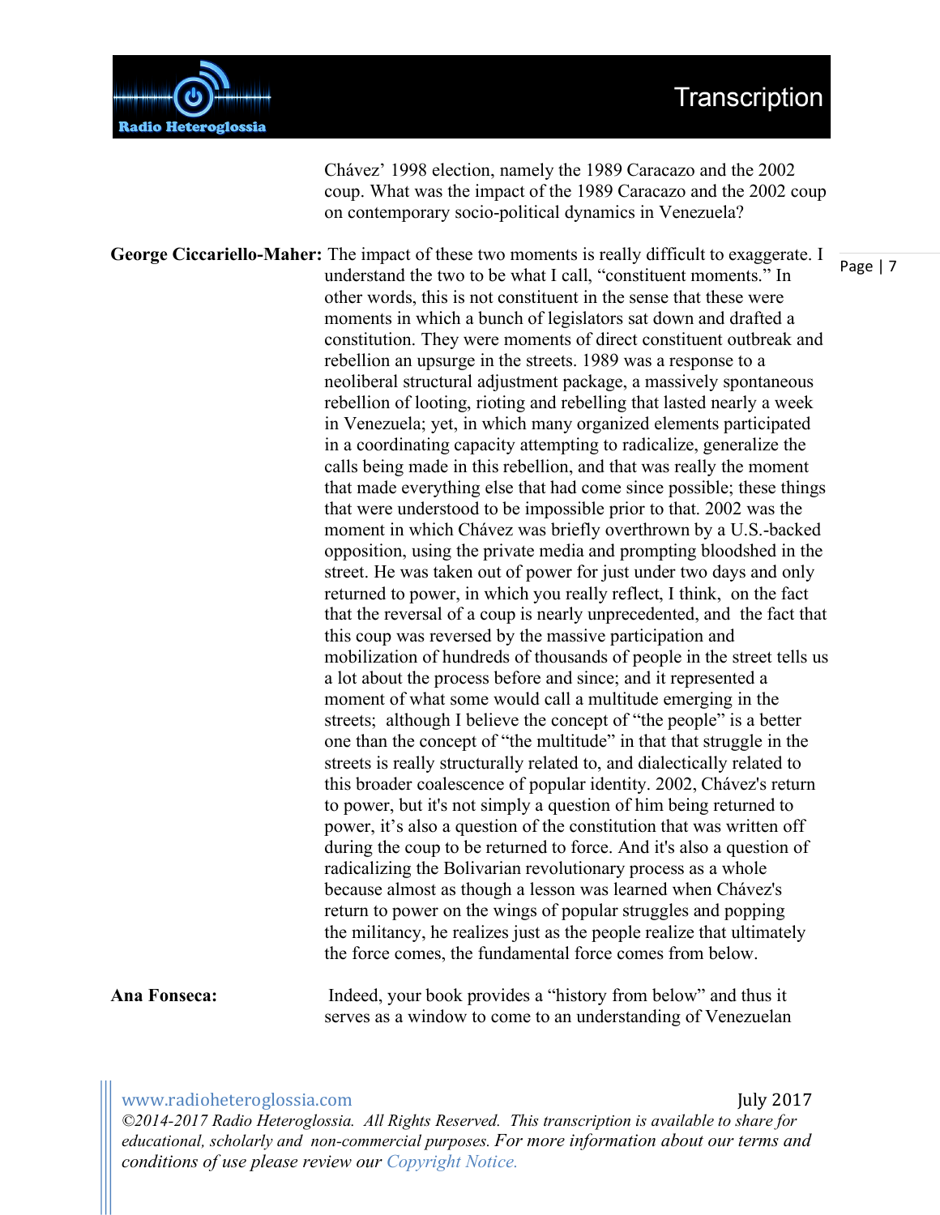Chávez' 1998 election, namely the 1989 Caracazo and the 2002 coup. What was the impact of the 1989 Caracazo and the 2002 coup on contemporary socio-political dynamics in Venezuela?

**George Ciccariello-Maher:** The impact of these two moments is really difficult to exaggerate. I understand the two to be what I call, "constituent moments." In other words, this is not constituent in the sense that these were moments in which a bunch of legislators sat down and drafted a constitution. They were moments of direct constituent outbreak and rebellion an upsurge in the streets. 1989 was a response to a neoliberal structural adjustment package, a massively spontaneous rebellion of looting, rioting and rebelling that lasted nearly a week in Venezuela; yet, in which many organized elements participated in a coordinating capacity attempting to radicalize, generalize the calls being made in this rebellion, and that was really the moment that made everything else that had come since possible; these things that were understood to be impossible prior to that. 2002 was the moment in which Chávez was briefly overthrown by a U.S.-backed opposition, using the private media and prompting bloodshed in the street. He was taken out of power for just under two days and only returned to power, in which you really reflect, I think, on the fact that the reversal of a coup is nearly unprecedented, and the fact that this coup was reversed by the massive participation and mobilization of hundreds of thousands of people in the street tells us a lot about the process before and since; and it represented a moment of what some would call a multitude emerging in the streets; although I believe the concept of "the people" is a better one than the concept of "the multitude" in that that struggle in the streets is really structurally related to, and dialectically related to this broader coalescence of popular identity. 2002, Chávez's return to power, but it's not simply a question of him being returned to power, it's also a question of the constitution that was written off during the coup to be returned to force. And it's also a question of radicalizing the Bolivarian revolutionary process as a whole because almost as though a lesson was learned when Chávez's return to power on the wings of popular struggles and popping the militancy, he realizes just as the people realize that ultimately the force comes, the fundamental force comes from below.

**Ana Fonseca:** Indeed, your book provides a "history from below" and thus it serves as a window to come to an understanding of Venezuelan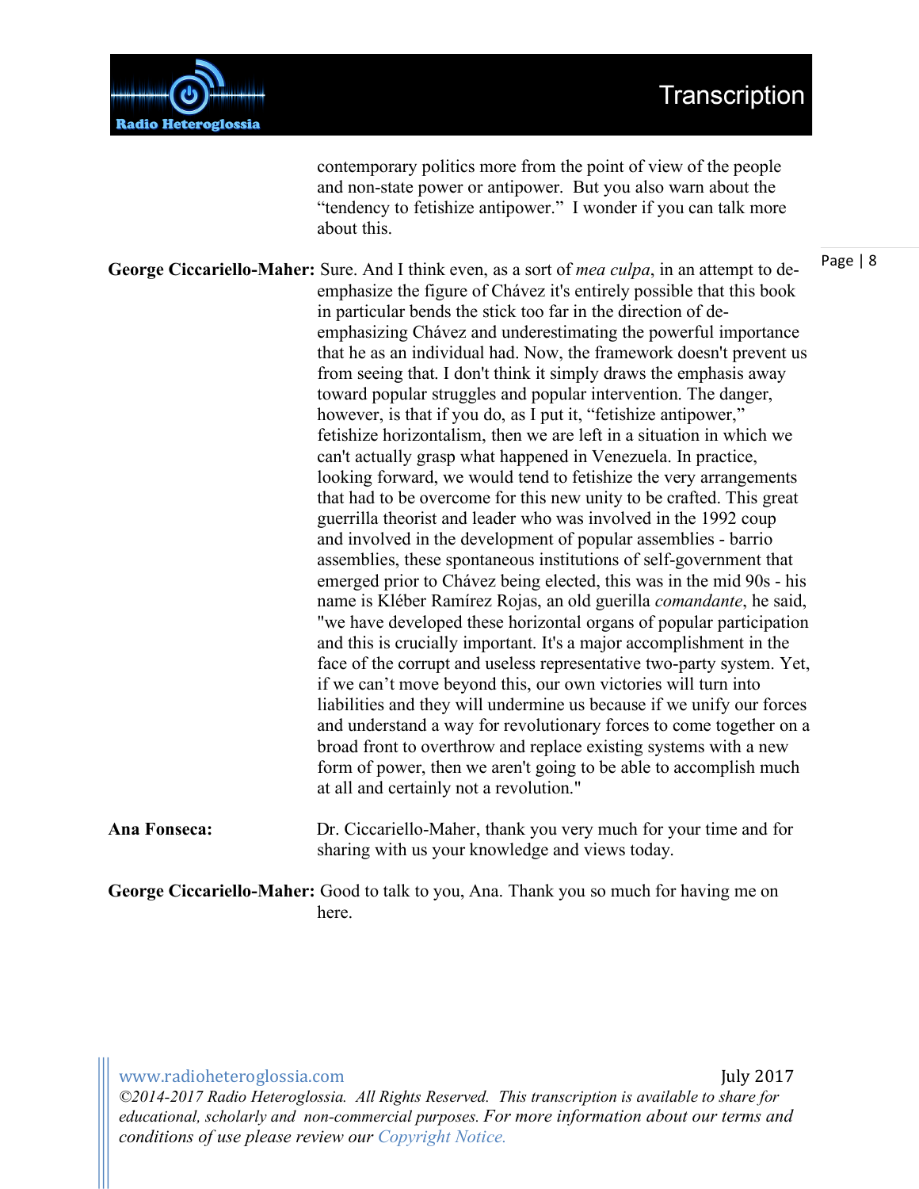contemporary politics more from the point of view of the people and non-state power or antipower. But you also warn about the "tendency to fetishize antipower." I wonder if you can talk more about this.

**George Ciccariello-Maher:** Sure. And I think even, as a sort of *mea culpa*, in an attempt to de-emphasize the figure of Chávez it's entirely possible that this book in particular bends the stick too far in the direction of de-emphasizing Chávez and underestimating the powerful importance that he as an individual had. Now, the framework doesn't prevent us from seeing that. I don't think it simply draws the emphasis away toward popular struggles and popular intervention. The danger, however, is that if you do, as I put it, "fetishize antipower," fetishize horizontalism, then we are left in a situation in which we can't actually grasp what happened in Venezuela. In practice, looking forward, we would tend to fetishize the very arrangements that had to be overcome for this new unity to be crafted. This great guerrilla theorist and leader who was involved in the 1992 coup and involved in the development of popular assemblies - barrio assemblies, these spontaneous institutions of self-government that emerged prior to Chávez being elected, this was in the mid 90s - his name is Kléber Ramírez Rojas, an old guerilla *comandante*, he said, "we have developed these horizontal organs of popular participation and this is crucially important. It's a major accomplishment in the face of the corrupt and useless representative two-party system. Yet, if we can't move beyond this, our own victories will turn into liabilities and they will undermine us because if we unify our forces and understand a way for revolutionary forces to come together on a broad front to overthrow and replace existing systems with a new form of power, then we aren't going to be able to accomplish much at all and certainly not a revolution."

**Ana Fonseca:** Dr. Ciccariello-Maher, thank you very much for your time and for sharing with us your knowledge and views today.

**George Ciccariello-Maher:** Good to talk to you, Ana. Thank you so much for having me on here.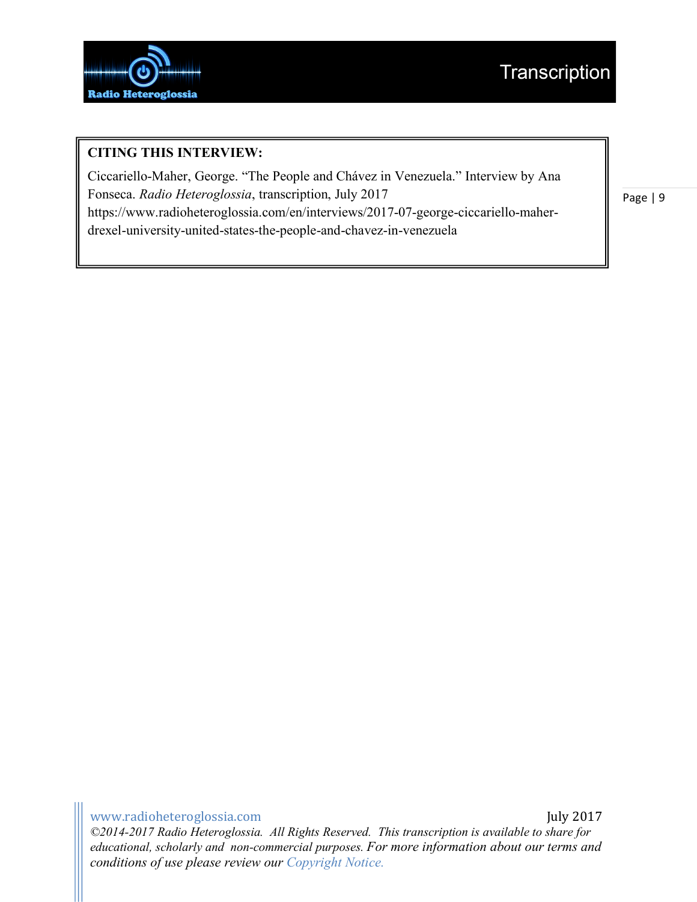**CITING THIS INTERVIEW:**

Ciccariello-Maher, George. "The People and Chávez in Venezuela." Interview by Ana Fonseca. *Radio Heteroglossia*, transcription, July 2017
https://www.radioheteroglossia.com/en/interviews/2017-07-george-ciccariello-maher-drexel-university-united-states-the-people-and-chavez-in-venezuela